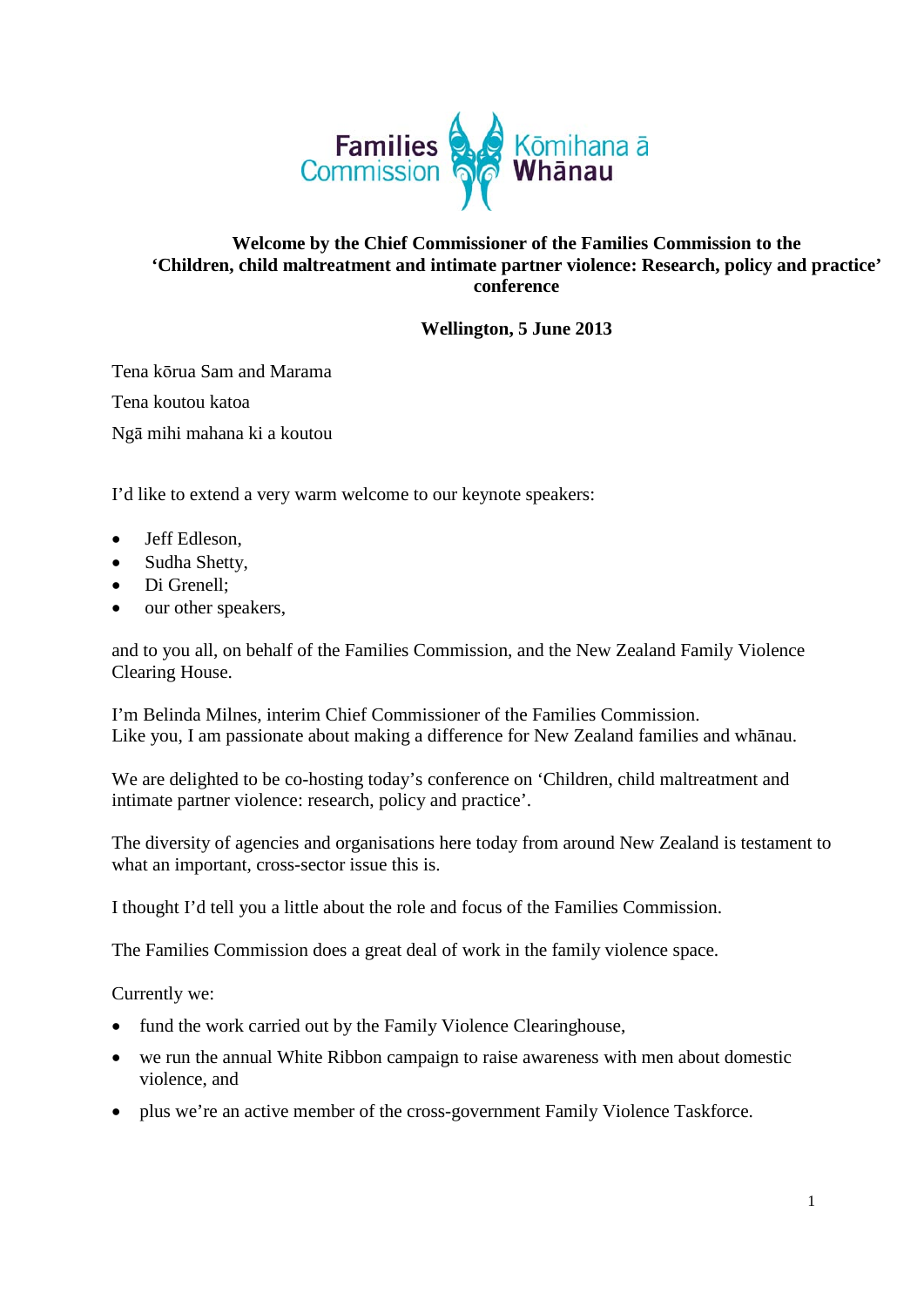Families Commission Kōmihana ā Whānau

**Welcome by the Chief Commissioner of the Families Commission to the 'Children, child maltreatment and intimate partner violence: Research, policy and practice' conference**

**Wellington, 5 June 2013**

Tena kōrua Sam and Marama

Tena koutou katoa

Ngā mihi mahana ki a koutou

I'd like to extend a very warm welcome to our keynote speakers:

- Jeff Edleson,
- Sudha Shetty,
- Di Grenell;
- our other speakers,

and to you all, on behalf of the Families Commission, and the New Zealand Family Violence Clearing House.

I'm Belinda Milnes, interim Chief Commissioner of the Families Commission.
Like you, I am passionate about making a difference for New Zealand families and whānau.

We are delighted to be co-hosting today's conference on 'Children, child maltreatment and intimate partner violence: research, policy and practice'.

The diversity of agencies and organisations here today from around New Zealand is testament to what an important, cross-sector issue this is.

I thought I'd tell you a little about the role and focus of the Families Commission.

The Families Commission does a great deal of work in the family violence space.

Currently we:

- fund the work carried out by the Family Violence Clearinghouse,
- we run the annual White Ribbon campaign to raise awareness with men about domestic violence, and
- plus we're an active member of the cross-government Family Violence Taskforce.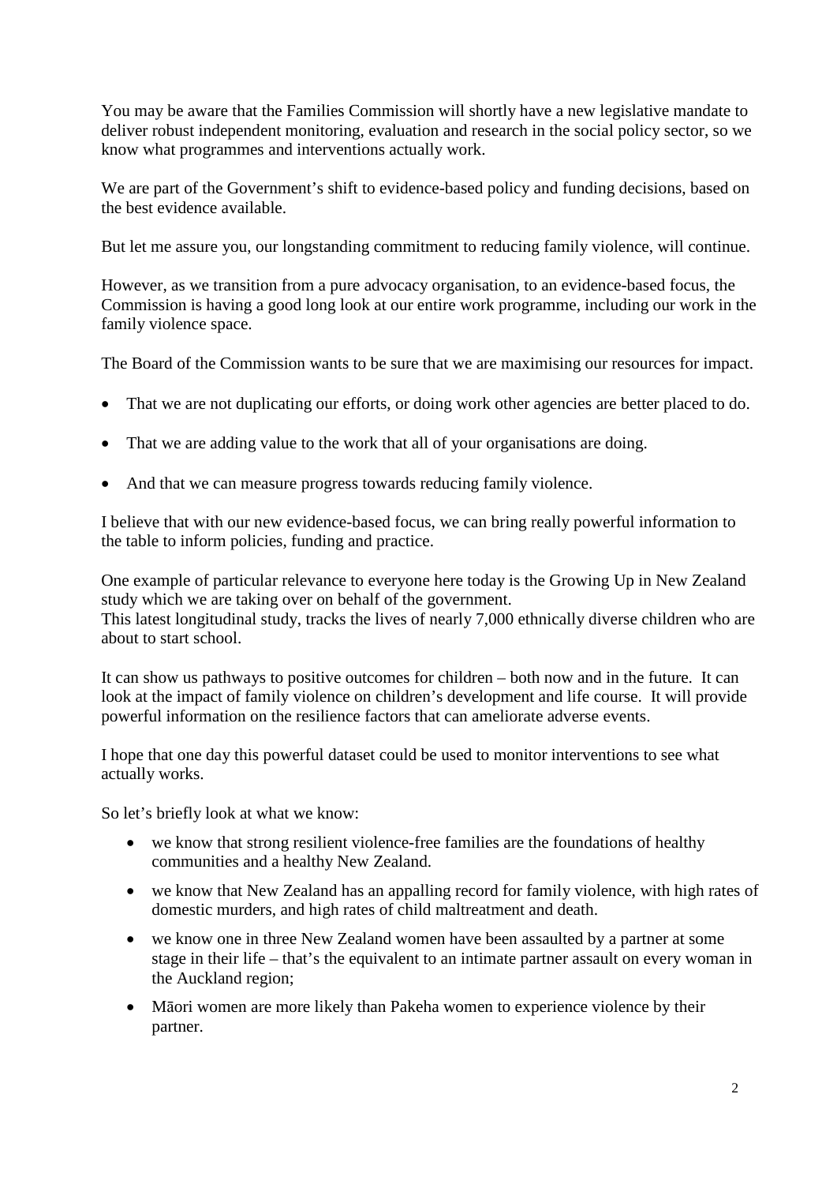You may be aware that the Families Commission will shortly have a new legislative mandate to deliver robust independent monitoring, evaluation and research in the social policy sector, so we know what programmes and interventions actually work.

We are part of the Government's shift to evidence-based policy and funding decisions, based on the best evidence available.

But let me assure you, our longstanding commitment to reducing family violence, will continue.

However, as we transition from a pure advocacy organisation, to an evidence-based focus, the Commission is having a good long look at our entire work programme, including our work in the family violence space.

The Board of the Commission wants to be sure that we are maximising our resources for impact.

- That we are not duplicating our efforts, or doing work other agencies are better placed to do.
- That we are adding value to the work that all of your organisations are doing.
- And that we can measure progress towards reducing family violence.

I believe that with our new evidence-based focus, we can bring really powerful information to the table to inform policies, funding and practice.

One example of particular relevance to everyone here today is the Growing Up in New Zealand study which we are taking over on behalf of the government.
This latest longitudinal study, tracks the lives of nearly 7,000 ethnically diverse children who are about to start school.

It can show us pathways to positive outcomes for children – both now and in the future. It can look at the impact of family violence on children's development and life course. It will provide powerful information on the resilience factors that can ameliorate adverse events.

I hope that one day this powerful dataset could be used to monitor interventions to see what actually works.

So let's briefly look at what we know:

- we know that strong resilient violence-free families are the foundations of healthy communities and a healthy New Zealand.
- we know that New Zealand has an appalling record for family violence, with high rates of domestic murders, and high rates of child maltreatment and death.
- we know one in three New Zealand women have been assaulted by a partner at some stage in their life – that's the equivalent to an intimate partner assault on every woman in the Auckland region;
- Māori women are more likely than Pakeha women to experience violence by their partner.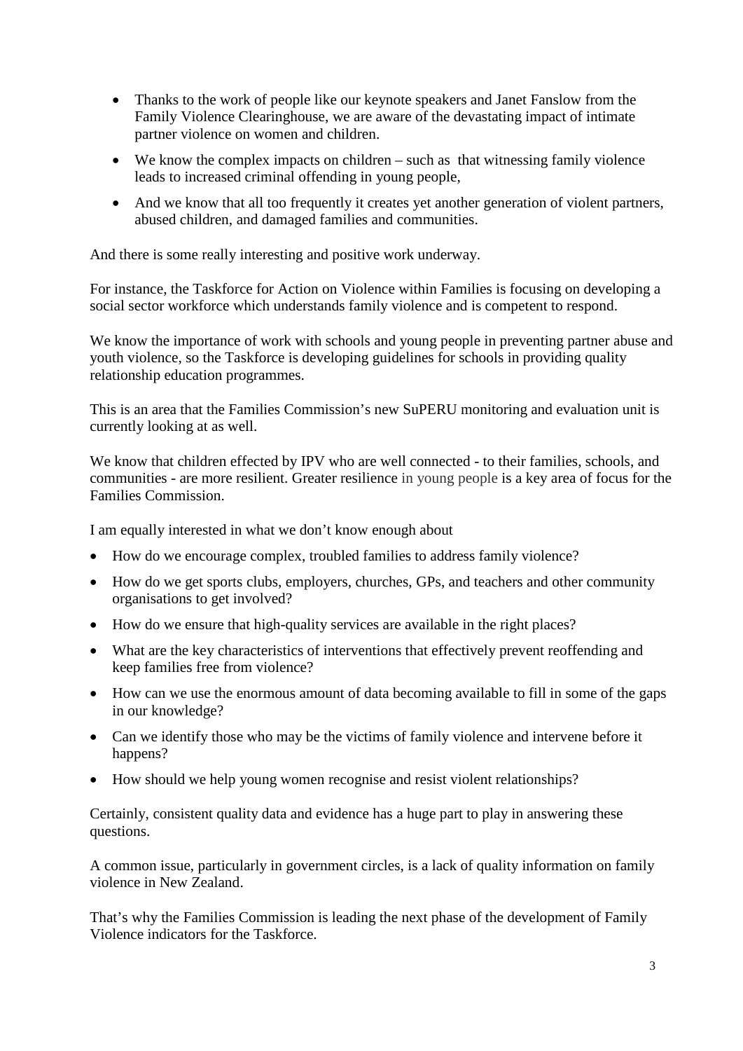- Thanks to the work of people like our keynote speakers and Janet Fanslow from the Family Violence Clearinghouse, we are aware of the devastating impact of intimate partner violence on women and children.
- We know the complex impacts on children – such as  that witnessing family violence leads to increased criminal offending in young people,
- And we know that all too frequently it creates yet another generation of violent partners, abused children, and damaged families and communities.

And there is some really interesting and positive work underway.

For instance, the Taskforce for Action on Violence within Families is focusing on developing a social sector workforce which understands family violence and is competent to respond.

We know the importance of work with schools and young people in preventing partner abuse and youth violence, so the Taskforce is developing guidelines for schools in providing quality relationship education programmes.

This is an area that the Families Commission's new SuPERU monitoring and evaluation unit is currently looking at as well.

We know that children effected by IPV who are well connected - to their families, schools, and communities - are more resilient. Greater resilience in young people is a key area of focus for the Families Commission.

I am equally interested in what we don't know enough about

- How do we encourage complex, troubled families to address family violence?
- How do we get sports clubs, employers, churches, GPs, and teachers and other community organisations to get involved?
- How do we ensure that high-quality services are available in the right places?
- What are the key characteristics of interventions that effectively prevent reoffending and keep families free from violence?
- How can we use the enormous amount of data becoming available to fill in some of the gaps in our knowledge?
- Can we identify those who may be the victims of family violence and intervene before it happens?
- How should we help young women recognise and resist violent relationships?

Certainly, consistent quality data and evidence has a huge part to play in answering these questions.

A common issue, particularly in government circles, is a lack of quality information on family violence in New Zealand.

That's why the Families Commission is leading the next phase of the development of Family Violence indicators for the Taskforce.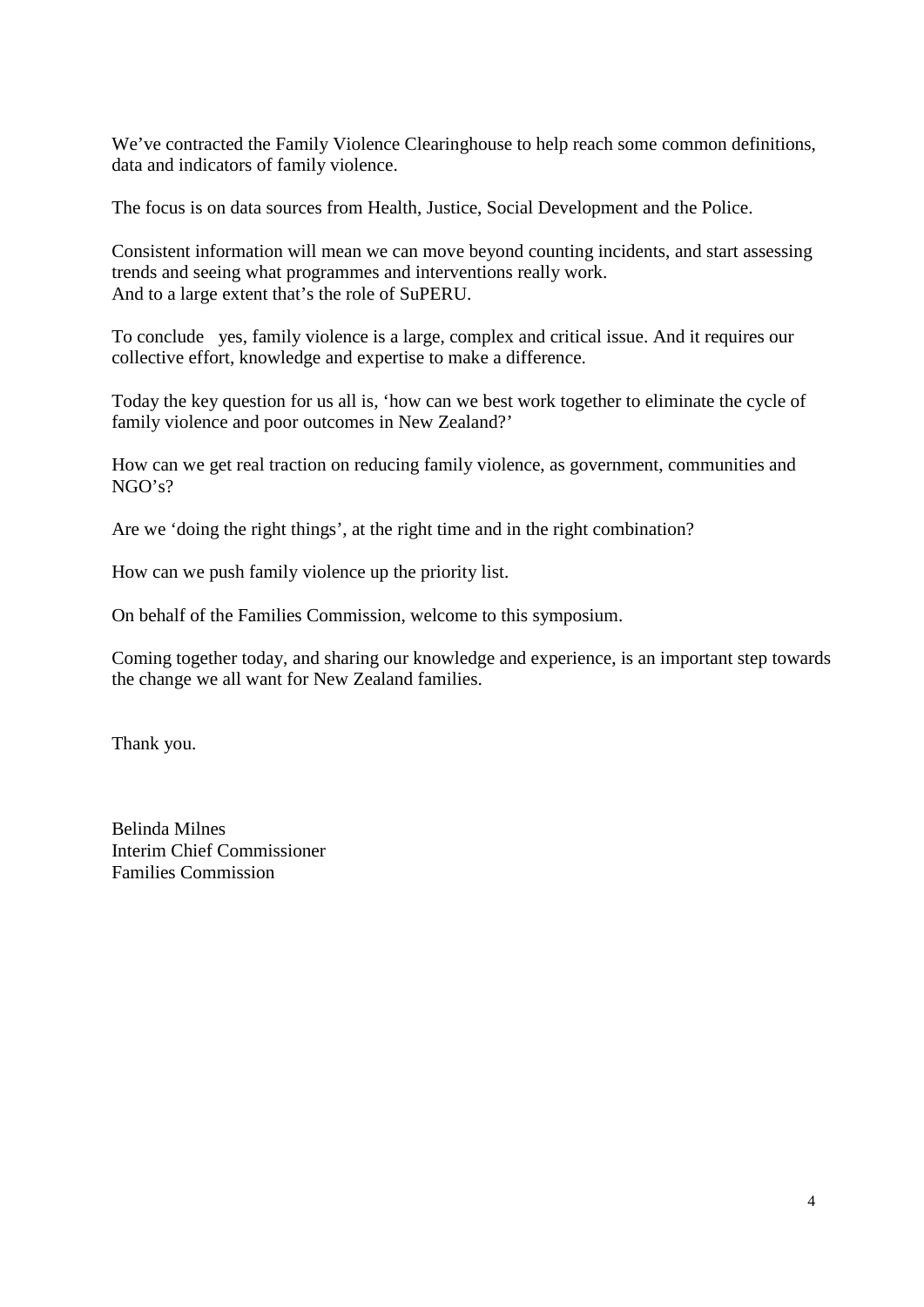We’ve contracted the Family Violence Clearinghouse to help reach some common definitions, data and indicators of family violence.

The focus is on data sources from Health, Justice, Social Development and the Police.

Consistent information will mean we can move beyond counting incidents, and start assessing trends and seeing what programmes and interventions really work.
And to a large extent that’s the role of SuPERU.

To conclude   yes, family violence is a large, complex and critical issue. And it requires our collective effort, knowledge and expertise to make a difference.

Today the key question for us all is, ‘how can we best work together to eliminate the cycle of family violence and poor outcomes in New Zealand?’

How can we get real traction on reducing family violence, as government, communities and NGO’s?

Are we ‘doing the right things’, at the right time and in the right combination?

How can we push family violence up the priority list.

On behalf of the Families Commission, welcome to this symposium.

Coming together today, and sharing our knowledge and experience, is an important step towards the change we all want for New Zealand families.

Thank you.

Belinda Milnes
Interim Chief Commissioner
Families Commission